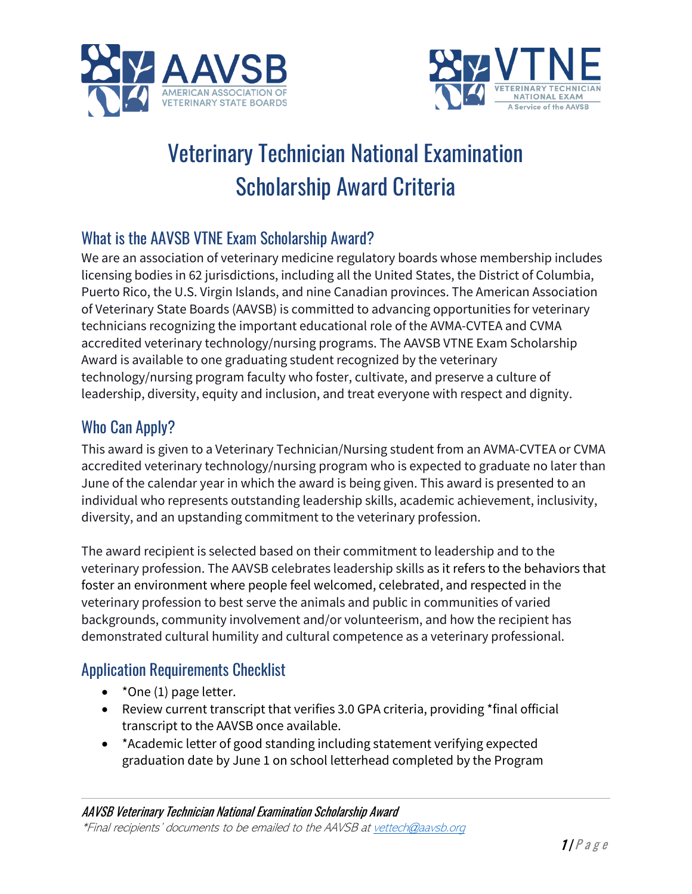# Veterinary Technician National Examination Scholarship Award Criteria

## What is the AAVSB VTNE Exam Scholarship Award?

We are an association of veterinary medicine regulatory boards whose membership includes licensing bodies in 62 jurisdictions, including all the United States, the District of Columbia, Puerto Rico, the U.S. Virgin Islands, and nine Canadian provinces. The American Association of Veterinary State Boards (AAVSB) is committed to advancing opportunities for veterinary technicians recognizing the important educational role of the AVMA-CVTEA and CVMA accredited veterinary technology/nursing programs. The AAVSB VTNE Exam Scholarship Award is available to one graduating student recognized by the veterinary technology/nursing program faculty who foster, cultivate, and preserve a culture of leadership, diversity, equity and inclusion, and treat everyone with respect and dignity.

## Who Can Apply?

This award is given to a Veterinary Technician/Nursing student from an AVMA-CVTEA or CVMA accredited veterinary technology/nursing program who is expected to graduate no later than June of the calendar year in which the award is being given. This award is presented to an individual who represents outstanding leadership skills, academic achievement, inclusivity, diversity, and an upstanding commitment to the veterinary profession.

The award recipient is selected based on their commitment to leadership and to the veterinary profession. The AAVSB celebrates leadership skills as it refers to the behaviors that foster an environment where people feel welcomed, celebrated, and respected in the veterinary profession to best serve the animals and public in communities of varied backgrounds, community involvement and/or volunteerism, and how the recipient has demonstrated cultural humility and cultural competence as a veterinary professional.

## Application Requirements Checklist

- *One (1) page letter.
- Review current transcript that verifies 3.0 GPA criteria, providing *final official transcript to the AAVSB once available.
- *Academic letter of good standing including statement verifying expected graduation date by June 1 on school letterhead completed by the Program

*AAVSB Veterinary Technician National Examination Scholarship Award*

*\*Final recipients' documents to be emailed to the AAVSB at vettech@aavsb.org*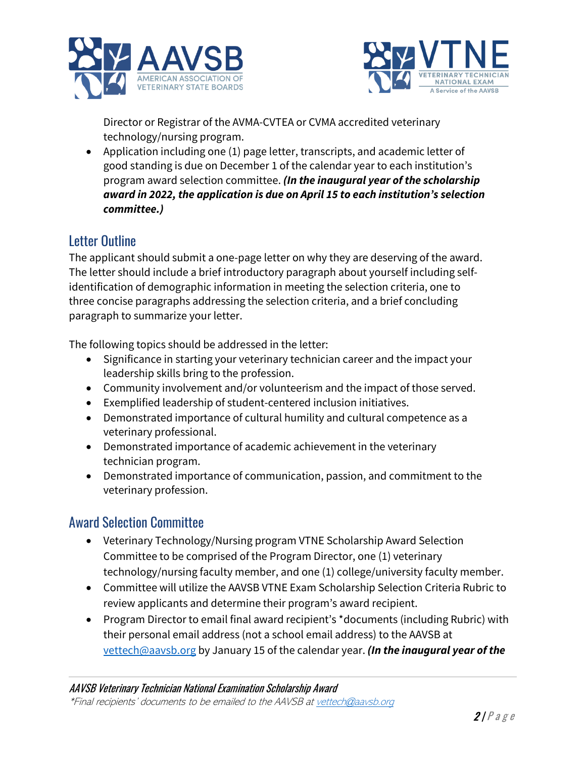Director or Registrar of the AVMA-CVTEA or CVMA accredited veterinary technology/nursing program.

- Application including one (1) page letter, transcripts, and academic letter of good standing is due on December 1 of the calendar year to each institution's program award selection committee. ***(In the inaugural year of the scholarship award in 2022, the application is due on April 15 to each institution's selection committee.)***

## Letter Outline

The applicant should submit a one-page letter on why they are deserving of the award. The letter should include a brief introductory paragraph about yourself including self-identification of demographic information in meeting the selection criteria, one to three concise paragraphs addressing the selection criteria, and a brief concluding paragraph to summarize your letter.

The following topics should be addressed in the letter:

- Significance in starting your veterinary technician career and the impact your leadership skills bring to the profession.
- Community involvement and/or volunteerism and the impact of those served.
- Exemplified leadership of student-centered inclusion initiatives.
- Demonstrated importance of cultural humility and cultural competence as a veterinary professional.
- Demonstrated importance of academic achievement in the veterinary technician program.
- Demonstrated importance of communication, passion, and commitment to the veterinary profession.

## Award Selection Committee

- Veterinary Technology/Nursing program VTNE Scholarship Award Selection Committee to be comprised of the Program Director, one (1) veterinary technology/nursing faculty member, and one (1) college/university faculty member.
- Committee will utilize the AAVSB VTNE Exam Scholarship Selection Criteria Rubric to review applicants and determine their program's award recipient.
- Program Director to email final award recipient's *documents (including Rubric) with their personal email address (not a school email address) to the AAVSB at vettech@aavsb.org by January 15 of the calendar year. ***(In the inaugural year of the***

*Final recipients' documents to be emailed to the AAVSB at vettech@aavsb.org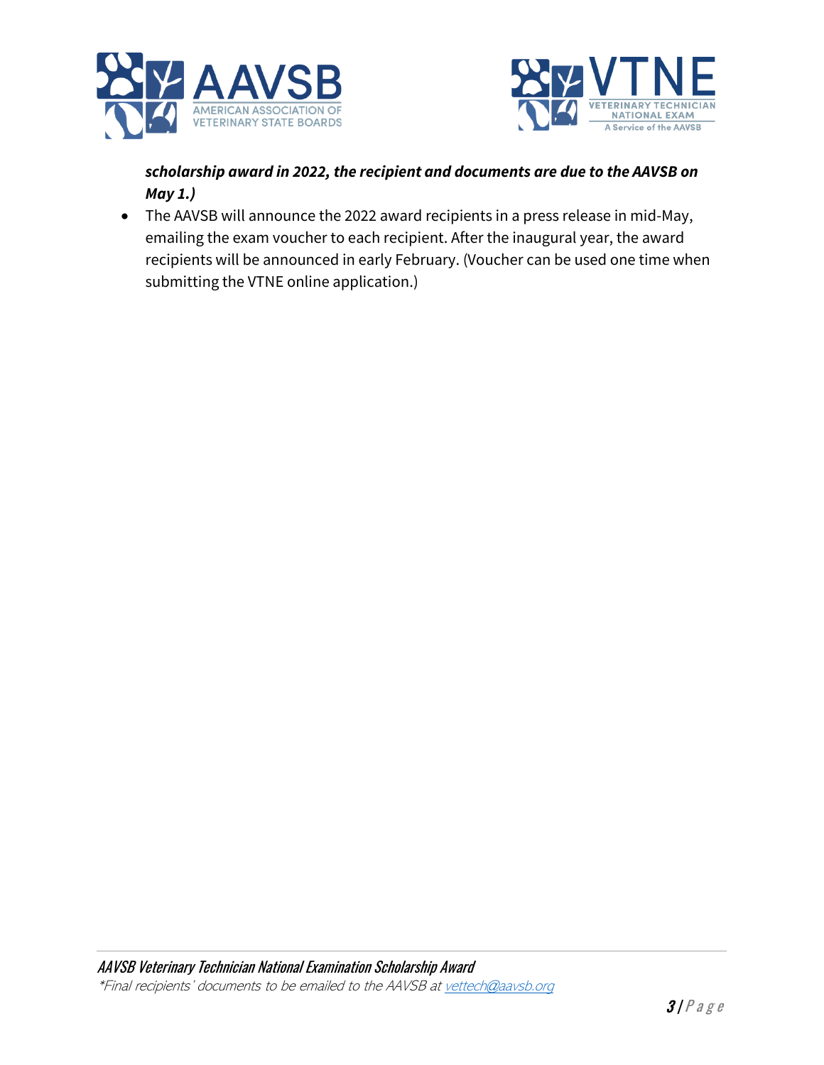***scholarship award in 2022, the recipient and documents are due to the AAVSB on May 1.)***

- The AAVSB will announce the 2022 award recipients in a press release in mid-May, emailing the exam voucher to each recipient. After the inaugural year, the award recipients will be announced in early February. (Voucher can be used one time when submitting the VTNE online application.)